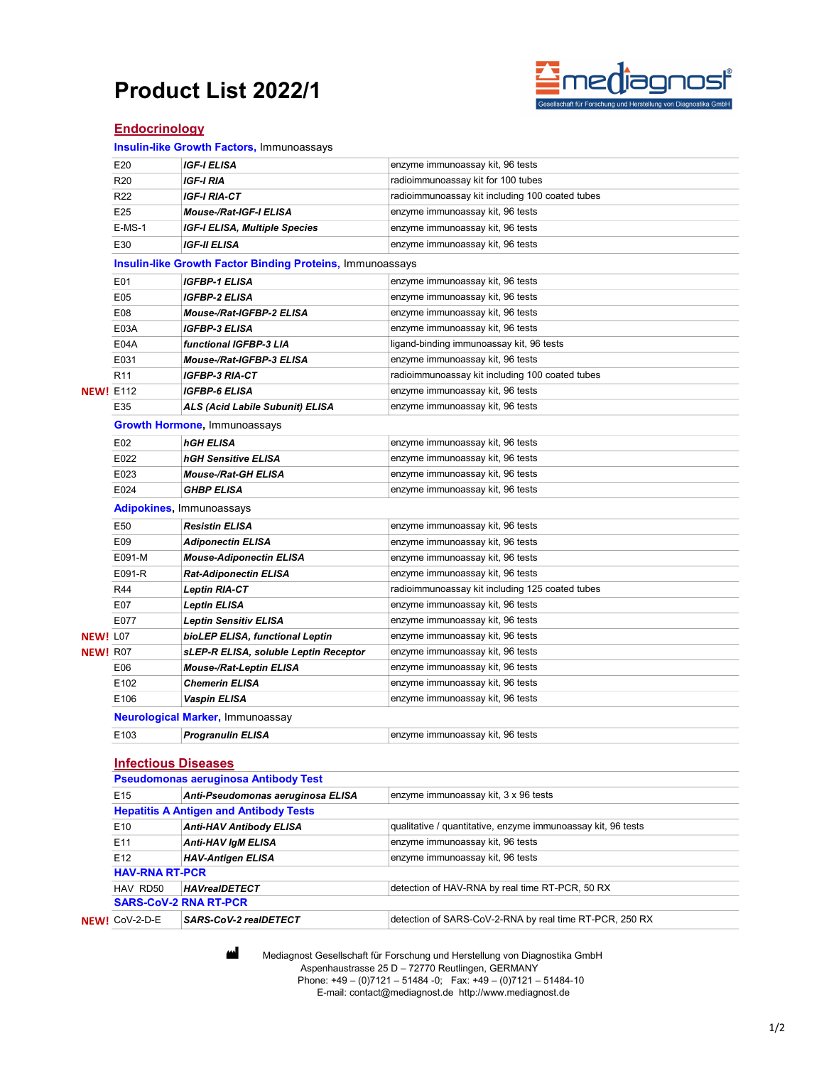# Product List 2022/1

mediagnost® Gesellschaft für Forschung und Herstellung von Diagnostika GmbH

## Endocrinology

### Insulin-like Growth Factors, Immunoassays

| | Code | Product | Description |
|---|---|---|---|
| | E20 | ***IGF-I ELISA*** | enzyme immunoassay kit, 96 tests |
| | R20 | ***IGF-I RIA*** | radioimmunoassay kit for 100 tubes |
| | R22 | ***IGF-I RIA-CT*** | radioimmunoassay kit including 100 coated tubes |
| | E25 | ***Mouse-/Rat-IGF-I ELISA*** | enzyme immunoassay kit, 96 tests |
| | E-MS-1 | ***IGF-I ELISA, Multiple Species*** | enzyme immunoassay kit, 96 tests |
| | E30 | ***IGF-II ELISA*** | enzyme immunoassay kit, 96 tests |

### Insulin-like Growth Factor Binding Proteins, Immunoassays

| | Code | Product | Description |
|---|---|---|---|
| | E01 | ***IGFBP-1 ELISA*** | enzyme immunoassay kit, 96 tests |
| | E05 | ***IGFBP-2 ELISA*** | enzyme immunoassay kit, 96 tests |
| | E08 | ***Mouse-/Rat-IGFBP-2 ELISA*** | enzyme immunoassay kit, 96 tests |
| | E03A | ***IGFBP-3 ELISA*** | enzyme immunoassay kit, 96 tests |
| | E04A | ***functional IGFBP-3 LIA*** | ligand-binding immunoassay kit, 96 tests |
| | E031 | ***Mouse-/Rat-IGFBP-3 ELISA*** | enzyme immunoassay kit, 96 tests |
| | R11 | ***IGFBP-3 RIA-CT*** | radioimmunoassay kit including 100 coated tubes |
| **NEW!** | E112 | ***IGFBP-6 ELISA*** | enzyme immunoassay kit, 96 tests |
| | E35 | ***ALS (Acid Labile Subunit) ELISA*** | enzyme immunoassay kit, 96 tests |

### Growth Hormone, Immunoassays

| | Code | Product | Description |
|---|---|---|---|
| | E02 | ***hGH ELISA*** | enzyme immunoassay kit, 96 tests |
| | E022 | ***hGH Sensitive ELISA*** | enzyme immunoassay kit, 96 tests |
| | E023 | ***Mouse-/Rat-GH ELISA*** | enzyme immunoassay kit, 96 tests |
| | E024 | ***GHBP ELISA*** | enzyme immunoassay kit, 96 tests |

### Adipokines, Immunoassays

| | Code | Product | Description |
|---|---|---|---|
| | E50 | ***Resistin ELISA*** | enzyme immunoassay kit, 96 tests |
| | E09 | ***Adiponectin ELISA*** | enzyme immunoassay kit, 96 tests |
| | E091-M | ***Mouse-Adiponectin ELISA*** | enzyme immunoassay kit, 96 tests |
| | E091-R | ***Rat-Adiponectin ELISA*** | enzyme immunoassay kit, 96 tests |
| | R44 | ***Leptin RIA-CT*** | radioimmunoassay kit including 125 coated tubes |
| | E07 | ***Leptin ELISA*** | enzyme immunoassay kit, 96 tests |
| | E077 | ***Leptin Sensitiv ELISA*** | enzyme immunoassay kit, 96 tests |
| **NEW!** | L07 | ***bioLEP ELISA, functional Leptin*** | enzyme immunoassay kit, 96 tests |
| **NEW!** | R07 | ***sLEP-R ELISA, soluble Leptin Receptor*** | enzyme immunoassay kit, 96 tests |
| | E06 | ***Mouse-/Rat-Leptin ELISA*** | enzyme immunoassay kit, 96 tests |
| | E102 | ***Chemerin ELISA*** | enzyme immunoassay kit, 96 tests |
| | E106 | ***Vaspin ELISA*** | enzyme immunoassay kit, 96 tests |

### Neurological Marker, Immunoassay

| | Code | Product | Description |
|---|---|---|---|
| | E103 | ***Progranulin ELISA*** | enzyme immunoassay kit, 96 tests |

## Infectious Diseases

### Pseudomonas aeruginosa Antibody Test

| | Code | Product | Description |
|---|---|---|---|
| | E15 | ***Anti-Pseudomonas aeruginosa ELISA*** | enzyme immunoassay kit, 3 x 96 tests |

### Hepatitis A Antigen and Antibody Tests

| | Code | Product | Description |
|---|---|---|---|
| | E10 | ***Anti-HAV Antibody ELISA*** | qualitative / quantitative, enzyme immunoassay kit, 96 tests |
| | E11 | ***Anti-HAV IgM ELISA*** | enzyme immunoassay kit, 96 tests |
| | E12 | ***HAV-Antigen ELISA*** | enzyme immunoassay kit, 96 tests |

### HAV-RNA RT-PCR

| | Code | Product | Description |
|---|---|---|---|
| | HAV RD50 | ***HAVrealDETECT*** | detection of HAV-RNA by real time RT-PCR, 50 RX |

### SARS-CoV-2 RNA RT-PCR

| | Code | Product | Description |
|---|---|---|---|
| **NEW!** | CoV-2-D-E | ***SARS-CoV-2 realDETECT*** | detection of SARS-CoV-2-RNA by real time RT-PCR, 250 RX |

Mediagnost Gesellschaft für Forschung und Herstellung von Diagnostika GmbH
Aspenhaustrasse 25 D – 72770 Reutlingen, GERMANY
Phone: +49 – (0)7121 – 51484 -0; Fax: +49 – (0)7121 – 51484-10
E-mail: contact@mediagnost.de http://www.mediagnost.de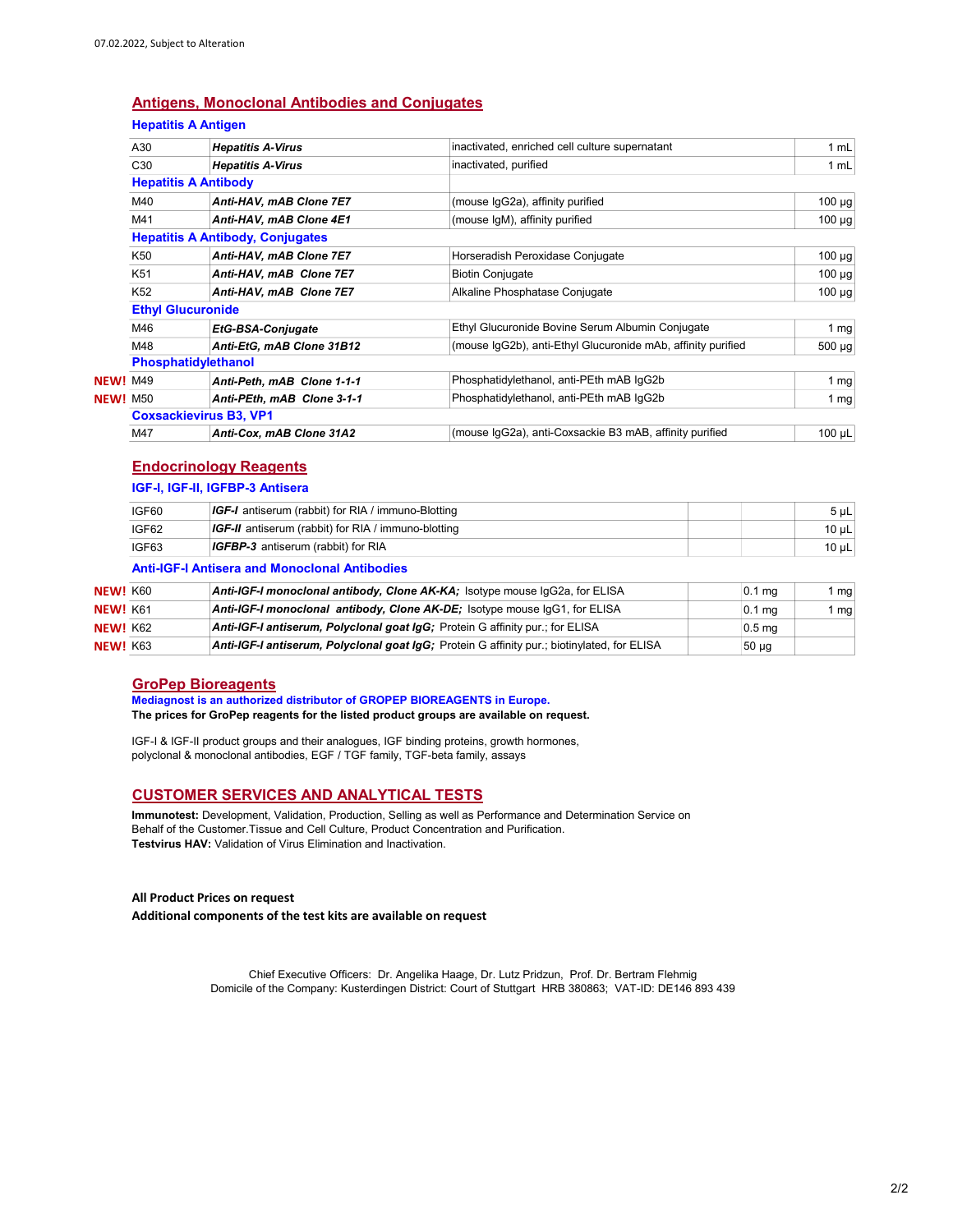07.02.2022, Subject to Alteration

## Antigens, Monoclonal Antibodies and Conjugates

| | | | | |
|---|---|---|---|---|
| | **Hepatitis A Antigen** | | | |
| | A30 | ***Hepatitis A-Virus*** | inactivated, enriched cell culture supernatant | 1 mL |
| | C30 | ***Hepatitis A-Virus*** | inactivated, purified | 1 mL |
| | **Hepatitis A Antibody** | | | |
| | M40 | ***Anti-HAV, mAB Clone 7E7*** | (mouse IgG2a), affinity purified | 100 µg |
| | M41 | ***Anti-HAV, mAB Clone 4E1*** | (mouse IgM), affinity purified | 100 µg |
| | **Hepatitis A Antibody, Conjugates** | | | |
| | K50 | ***Anti-HAV, mAB Clone 7E7*** | Horseradish Peroxidase Conjugate | 100 µg |
| | K51 | ***Anti-HAV, mAB Clone 7E7*** | Biotin Conjugate | 100 µg |
| | K52 | ***Anti-HAV, mAB Clone 7E7*** | Alkaline Phosphatase Conjugate | 100 µg |
| | **Ethyl Glucuronide** | | | |
| | M46 | ***EtG-BSA-Conjugate*** | Ethyl Glucuronide Bovine Serum Albumin Conjugate | 1 mg |
| | M48 | ***Anti-EtG, mAB Clone 31B12*** | (mouse IgG2b), anti-Ethyl Glucuronide mAb, affinity purified | 500 µg |
| | **Phosphatidylethanol** | | | |
| **NEW!** | M49 | ***Anti-Peth, mAB Clone 1-1-1*** | Phosphatidylethanol, anti-PEth mAB IgG2b | 1 mg |
| **NEW!** | M50 | ***Anti-PEth, mAB Clone 3-1-1*** | Phosphatidylethanol, anti-PEth mAB IgG2b | 1 mg |
| | **Coxsackievirus B3, VP1** | | | |
| | M47 | ***Anti-Cox, mAB Clone 31A2*** | (mouse IgG2a), anti-Coxsackie B3 mAB, affinity purified | 100 µL |

## Endocrinology Reagents

| | | | | |
|---|---|---|---|---|
| | **IGF-I, IGF-II, IGFBP-3 Antisera** | | | |
| | IGF60 | ***IGF-I*** antiserum (rabbit) for RIA / immuno-Blotting | | 5 µL |
| | IGF62 | ***IGF-II*** antiserum (rabbit) for RIA / immuno-blotting | | 10 µL |
| | IGF63 | ***IGFBP-3*** antiserum (rabbit) for RIA | | 10 µL |
| | **Anti-IGF-I Antisera and Monoclonal Antibodies** | | | |
| **NEW!** | K60 | ***Anti-IGF-I monoclonal antibody, Clone AK-KA;*** Isotype mouse IgG2a, for ELISA | 0.1 mg | 1 mg |
| **NEW!** | K61 | ***Anti-IGF-I monoclonal antibody, Clone AK-DE;*** Isotype mouse IgG1, for ELISA | 0.1 mg | 1 mg |
| **NEW!** | K62 | ***Anti-IGF-I antiserum, Polyclonal goat IgG;*** Protein G affinity pur.; for ELISA | 0.5 mg | |
| **NEW!** | K63 | ***Anti-IGF-I antiserum, Polyclonal goat IgG;*** Protein G affinity pur.; biotinylated, for ELISA | 50 µg | |

## GroPep Bioreagents

**Mediagnost is an authorized distributor of GROPEP BIOREAGENTS in Europe.**
**The prices for GroPep reagents for the listed product groups are available on request.**

IGF-I & IGF-II product groups and their analogues, IGF binding proteins, growth hormones, polyclonal & monoclonal antibodies, EGF / TGF family, TGF-beta family, assays

## CUSTOMER SERVICES AND ANALYTICAL TESTS

**Immunotest:** Development, Validation, Production, Selling as well as Performance and Determination Service on Behalf of the Customer.Tissue and Cell Culture, Product Concentration and Purification.
**Testvirus HAV:** Validation of Virus Elimination and Inactivation.

**All Product Prices on request**
**Additional components of the test kits are available on request**

Chief Executive Officers: Dr. Angelika Haage, Dr. Lutz Pridzun, Prof. Dr. Bertram Flehmig
Domicile of the Company: Kusterdingen District: Court of Stuttgart HRB 380863; VAT-ID: DE146 893 439